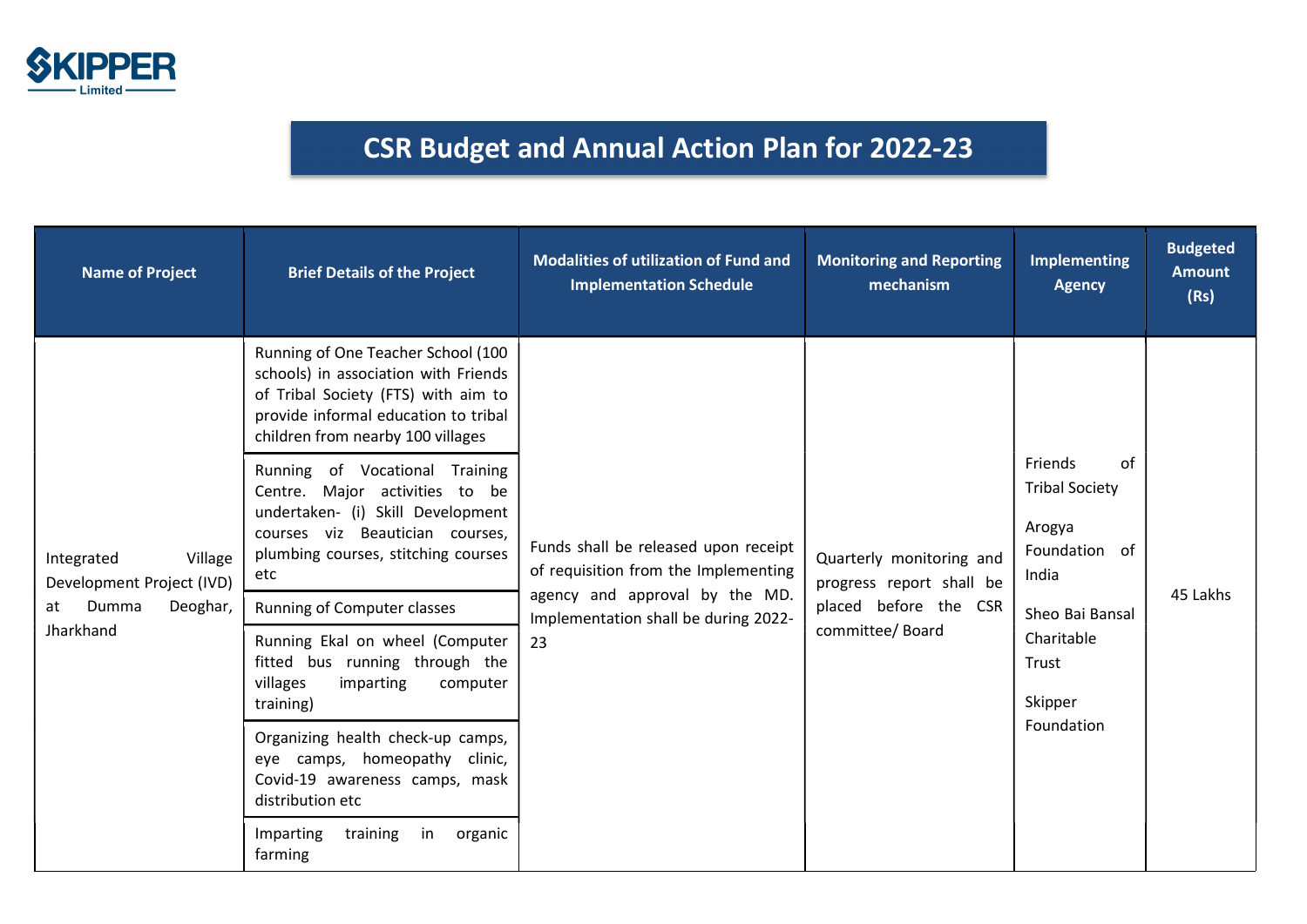# CSR Budget and Annual Action Plan for 2022-23

| Name of Project | Brief Details of the Project | Modalities of utilization of Fund and Implementation Schedule | Monitoring and Reporting mechanism | Implementing Agency | Budgeted Amount (Rs) |
|---|---|---|---|---|---|
| Integrated Village Development Project (IVD) at Dumma Deoghar, Jharkhand | Running of One Teacher School (100 schools) in association with Friends of Tribal Society (FTS) with aim to provide informal education to tribal children from nearby 100 villages | Funds shall be released upon receipt of requisition from the Implementing agency and approval by the MD. Implementation shall be during 2022-23 | Quarterly monitoring and progress report shall be placed before the CSR committee/ Board | Friends of Tribal Society<br><br>Arogya Foundation of India<br><br>Sheo Bai Bansal Charitable Trust<br><br>Skipper Foundation | 45 Lakhs |
| | Running of Vocational Training Centre. Major activities to be undertaken- (i) Skill Development courses viz Beautician courses, plumbing courses, stitching courses etc | | | | |
| | Running of Computer classes | | | | |
| | Running Ekal on wheel (Computer fitted bus running through the villages imparting computer training) | | | | |
| | Organizing health check-up camps, eye camps, homeopathy clinic, Covid-19 awareness camps, mask distribution etc | | | | |
| | Imparting training in organic farming | | | | |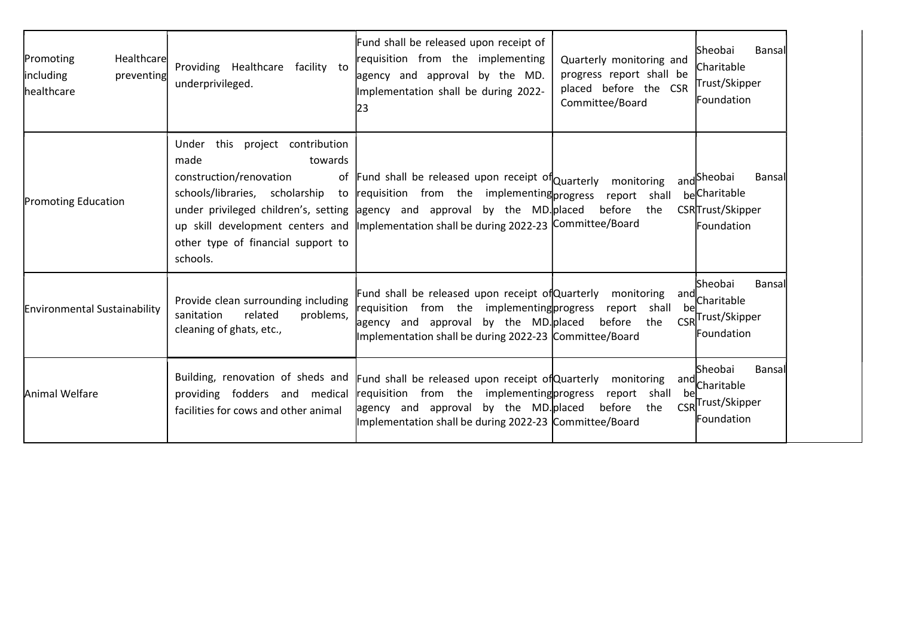| | | | | |
|---|---|---|---|---|
| Promoting Healthcare including preventing healthcare | Providing Healthcare facility to underprivileged. | Fund shall be released upon receipt of requisition from the implementing agency and approval by the MD. Implementation shall be during 2022-23 | Quarterly monitoring and progress report shall be placed before the CSR Committee/Board | Sheobai Bansal Charitable Trust/Skipper Foundation |
| Promoting Education | Under this project contribution made towards construction/renovation of schools/libraries, scholarship to under privileged children's, setting up skill development centers and other type of financial support to schools. | Fund shall be released upon receipt of requisition from the implementing agency and approval by the MD. Implementation shall be during 2022-23 | Quarterly monitoring and progress report shall be placed before the CSR Committee/Board | Sheobai Bansal Charitable Trust/Skipper Foundation |
| Environmental Sustainability | Provide clean surrounding including sanitation related problems, cleaning of ghats, etc., | Fund shall be released upon receipt of requisition from the implementing agency and approval by the MD. Implementation shall be during 2022-23 | Quarterly monitoring and progress report shall be placed before the CSR Committee/Board | Sheobai Bansal Charitable Trust/Skipper Foundation |
| Animal Welfare | Building, renovation of sheds and providing fodders and medical facilities for cows and other animal | Fund shall be released upon receipt of requisition from the implementing agency and approval by the MD. Implementation shall be during 2022-23 | Quarterly monitoring and progress report shall be placed before the CSR Committee/Board | Sheobai Bansal Charitable Trust/Skipper Foundation |